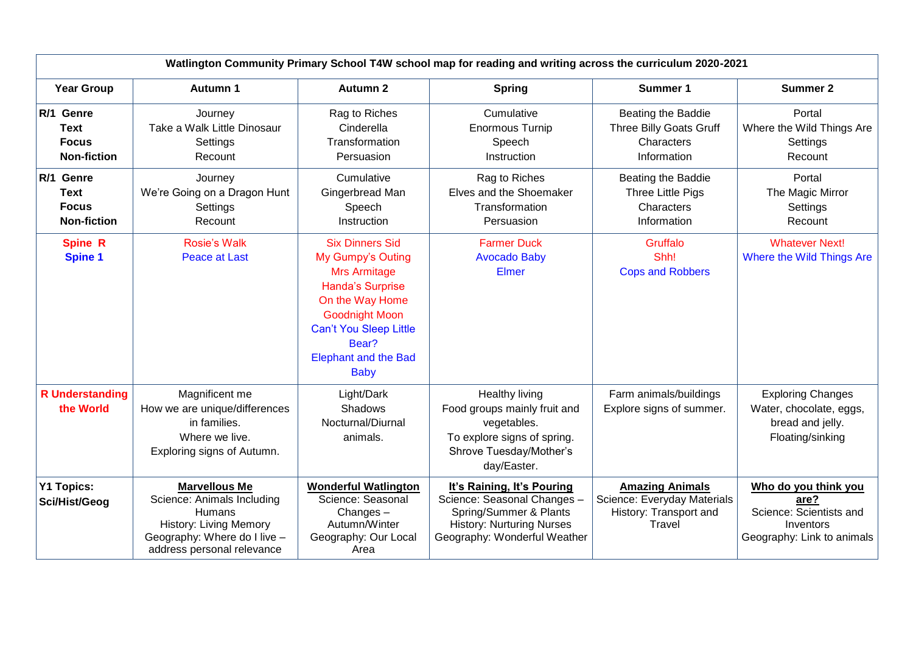| Watlington Community Primary School T4W school map for reading and writing across the curriculum 2020-2021 | | | | | |
|---|---|---|---|---|---|
| **Year Group** | **Autumn 1** | **Autumn 2** | **Spring** | **Summer 1** | **Summer 2** |
| **R/1 Genre**<br>**Text**<br>**Focus**<br>**Non-fiction** | Journey<br>Take a Walk Little Dinosaur<br>Settings<br>Recount | Rag to Riches<br>Cinderella<br>Transformation<br>Persuasion | Cumulative<br>Enormous Turnip<br>Speech<br>Instruction | Beating the Baddie<br>Three Billy Goats Gruff<br>Characters<br>Information | Portal<br>Where the Wild Things Are<br>Settings<br>Recount |
| **R/1 Genre**<br>**Text**<br>**Focus**<br>**Non-fiction** | Journey<br>We're Going on a Dragon Hunt<br>Settings<br>Recount | Cumulative<br>Gingerbread Man<br>Speech<br>Instruction | Rag to Riches<br>Elves and the Shoemaker<br>Transformation<br>Persuasion | Beating the Baddie<br>Three Little Pigs<br>Characters<br>Information | Portal<br>The Magic Mirror<br>Settings<br>Recount |
| **Spine R**<br>**Spine 1** | Rosie's Walk<br>Peace at Last | Six Dinners Sid<br>My Gumpy's Outing<br>Mrs Armitage<br>Handa's Surprise<br>On the Way Home<br>Goodnight Moon<br>Can't You Sleep Little Bear?<br>Elephant and the Bad Baby | Farmer Duck<br>Avocado Baby<br>Elmer | Gruffalo<br>Shh!<br>Cops and Robbers | Whatever Next!<br>Where the Wild Things Are |
| **R Understanding the World** | Magnificent me<br>How we are unique/differences in families.<br>Where we live.<br>Exploring signs of Autumn. | Light/Dark<br>Shadows<br>Nocturnal/Diurnal animals. | Healthy living<br>Food groups mainly fruit and vegetables.<br>To explore signs of spring.<br>Shrove Tuesday/Mother's day/Easter. | Farm animals/buildings<br>Explore signs of summer. | Exploring Changes<br>Water, chocolate, eggs, bread and jelly.<br>Floating/sinking |
| **Y1 Topics:**<br>**Sci/Hist/Geog** | **Marvellous Me**<br>Science: Animals Including Humans<br>History: Living Memory<br>Geography: Where do I live – address personal relevance | **Wonderful Watlington**<br>Science: Seasonal Changes – Autumn/Winter<br>Geography: Our Local Area | **It's Raining, It's Pouring**<br>Science: Seasonal Changes – Spring/Summer & Plants<br>History: Nurturing Nurses<br>Geography: Wonderful Weather | **Amazing Animals**<br>Science: Everyday Materials<br>History: Transport and Travel | **Who do you think you are?**<br>Science: Scientists and Inventors<br>Geography: Link to animals |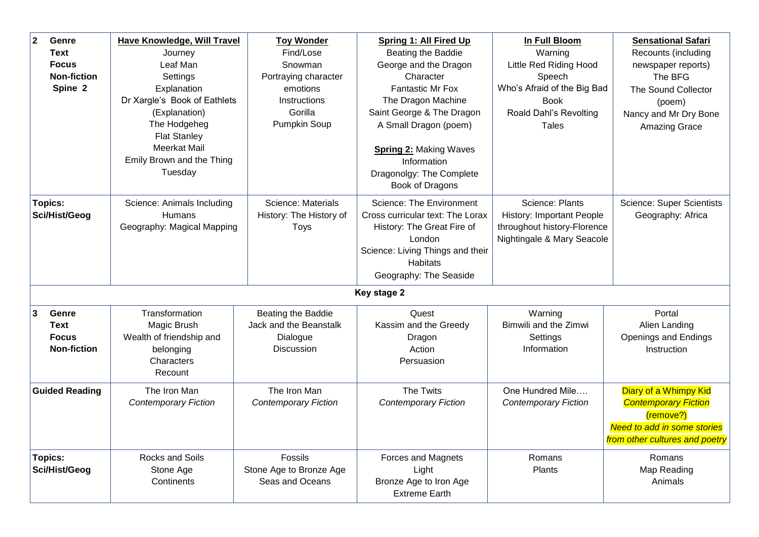| 2 Genre Text Focus Non-fiction Spine 2 | **Have Knowledge, Will Travel** Journey Leaf Man Settings Explanation Dr Xargle's Book of Eathlets (Explanation) The Hodgeheg Flat Stanley Meerkat Mail Emily Brown and the Thing Tuesday | **Toy Wonder** Find/Lose Snowman Portraying character emotions Instructions Gorilla Pumpkin Soup | **Spring 1: All Fired Up** Beating the Baddie George and the Dragon Character Fantastic Mr Fox The Dragon Machine Saint George & The Dragon A Small Dragon (poem) **Spring 2:** Making Waves Information Dragonolgy: The Complete Book of Dragons | **In Full Bloom** Warning Little Red Riding Hood Speech Who's Afraid of the Big Bad Book Roald Dahl's Revolting Tales | **Sensational Safari** Recounts (including newspaper reports) The BFG The Sound Collector (poem) Nancy and Mr Dry Bone Amazing Grace |
|---|---|---|---|---|---|
| **Topics: Sci/Hist/Geog** | Science: Animals Including Humans Geography: Magical Mapping | Science: Materials History: The History of Toys | Science: The Environment Cross curricular text: The Lorax History: The Great Fire of London Science: Living Things and their Habitats Geography: The Seaside | Science: Plants History: Important People throughout history-Florence Nightingale & Mary Seacole | Science: Super Scientists Geography: Africa |
| **Key stage 2** | | | | | |
| **3 Genre Text Focus Non-fiction** | Transformation Magic Brush Wealth of friendship and belonging Characters Recount | Beating the Baddie Jack and the Beanstalk Dialogue Discussion | Quest Kassim and the Greedy Dragon Action Persuasion | Warning Bimwili and the Zimwi Settings Information | Portal Alien Landing Openings and Endings Instruction |
| **Guided Reading** | The Iron Man *Contemporary Fiction* | The Iron Man *Contemporary Fiction* | The Twits *Contemporary Fiction* | One Hundred Mile…. *Contemporary Fiction* | Diary of a Whimpy Kid *Contemporary Fiction* (remove?) *Need to add in some stories from other cultures and poetry* |
| **Topics: Sci/Hist/Geog** | Rocks and Soils Stone Age Continents | Fossils Stone Age to Bronze Age Seas and Oceans | Forces and Magnets Light Bronze Age to Iron Age Extreme Earth | Romans Plants | Romans Map Reading Animals |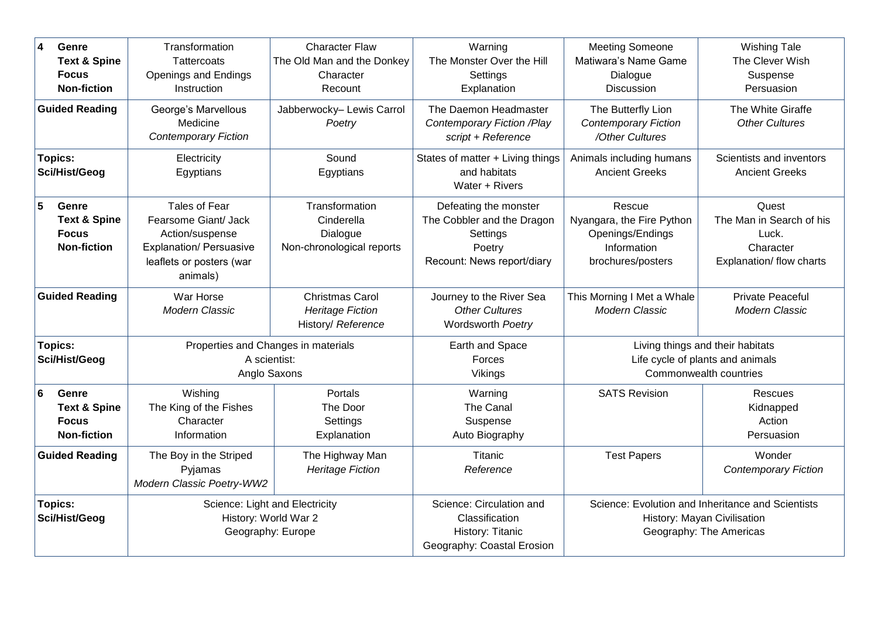| | | | | | |
|---|---|---|---|---|---|
| **4 Genre<br>Text & Spine<br>Focus<br>Non-fiction** | Transformation<br>Tattercoats<br>Openings and Endings<br>Instruction | Character Flaw<br>The Old Man and the Donkey<br>Character<br>Recount | Warning<br>The Monster Over the Hill<br>Settings<br>Explanation | Meeting Someone<br>Matiwara's Name Game<br>Dialogue<br>Discussion | Wishing Tale<br>The Clever Wish<br>Suspense<br>Persuasion |
| **Guided Reading** | George's Marvellous Medicine<br>*Contemporary Fiction* | Jabberwocky– Lewis Carrol<br>*Poetry* | The Daemon Headmaster<br>*Contemporary Fiction /Play script + Reference* | The Butterfly Lion<br>*Contemporary Fiction /Other Cultures* | The White Giraffe<br>*Other Cultures* |
| **Topics:<br>Sci/Hist/Geog** | Electricity<br>Egyptians | Sound<br>Egyptians | States of matter + Living things and habitats<br>Water + Rivers | Animals including humans<br>Ancient Greeks | Scientists and inventors<br>Ancient Greeks |
| **5 Genre<br>Text & Spine<br>Focus<br>Non-fiction** | Tales of Fear<br>Fearsome Giant/ Jack<br>Action/suspense<br>Explanation/ Persuasive leaflets or posters (war animals) | Transformation<br>Cinderella<br>Dialogue<br>Non-chronological reports | Defeating the monster<br>The Cobbler and the Dragon<br>Settings<br>Poetry<br>Recount: News report/diary | Rescue<br>Nyangara, the Fire Python<br>Openings/Endings<br>Information brochures/posters | Quest<br>The Man in Search of his Luck.<br>Character<br>Explanation/ flow charts |
| **Guided Reading** | War Horse<br>*Modern Classic* | Christmas Carol<br>*Heritage Fiction*<br>History/ *Reference* | Journey to the River Sea<br>*Other Cultures*<br>Wordsworth *Poetry* | This Morning I Met a Whale<br>*Modern Classic* | Private Peaceful<br>*Modern Classic* |
| **Topics:<br>Sci/Hist/Geog** | Properties and Changes in materials<br>A scientist:<br>Anglo Saxons | | Earth and Space<br>Forces<br>Vikings | Living things and their habitats<br>Life cycle of plants and animals<br>Commonwealth countries | |
| **6 Genre<br>Text & Spine<br>Focus<br>Non-fiction** | Wishing<br>The King of the Fishes<br>Character<br>Information | Portals<br>The Door<br>Settings<br>Explanation | Warning<br>The Canal<br>Suspense<br>Auto Biography | SATS Revision | Rescues<br>Kidnapped<br>Action<br>Persuasion |
| **Guided Reading** | The Boy in the Striped Pyjamas<br>*Modern Classic Poetry-WW2* | The Highway Man<br>*Heritage Fiction* | Titanic<br>*Reference* | Test Papers | Wonder<br>*Contemporary Fiction* |
| **Topics:<br>Sci/Hist/Geog** | Science: Light and Electricity<br>History: World War 2<br>Geography: Europe | | Science: Circulation and Classification<br>History: Titanic<br>Geography: Coastal Erosion | Science: Evolution and Inheritance and Scientists<br>History: Mayan Civilisation<br>Geography: The Americas | |